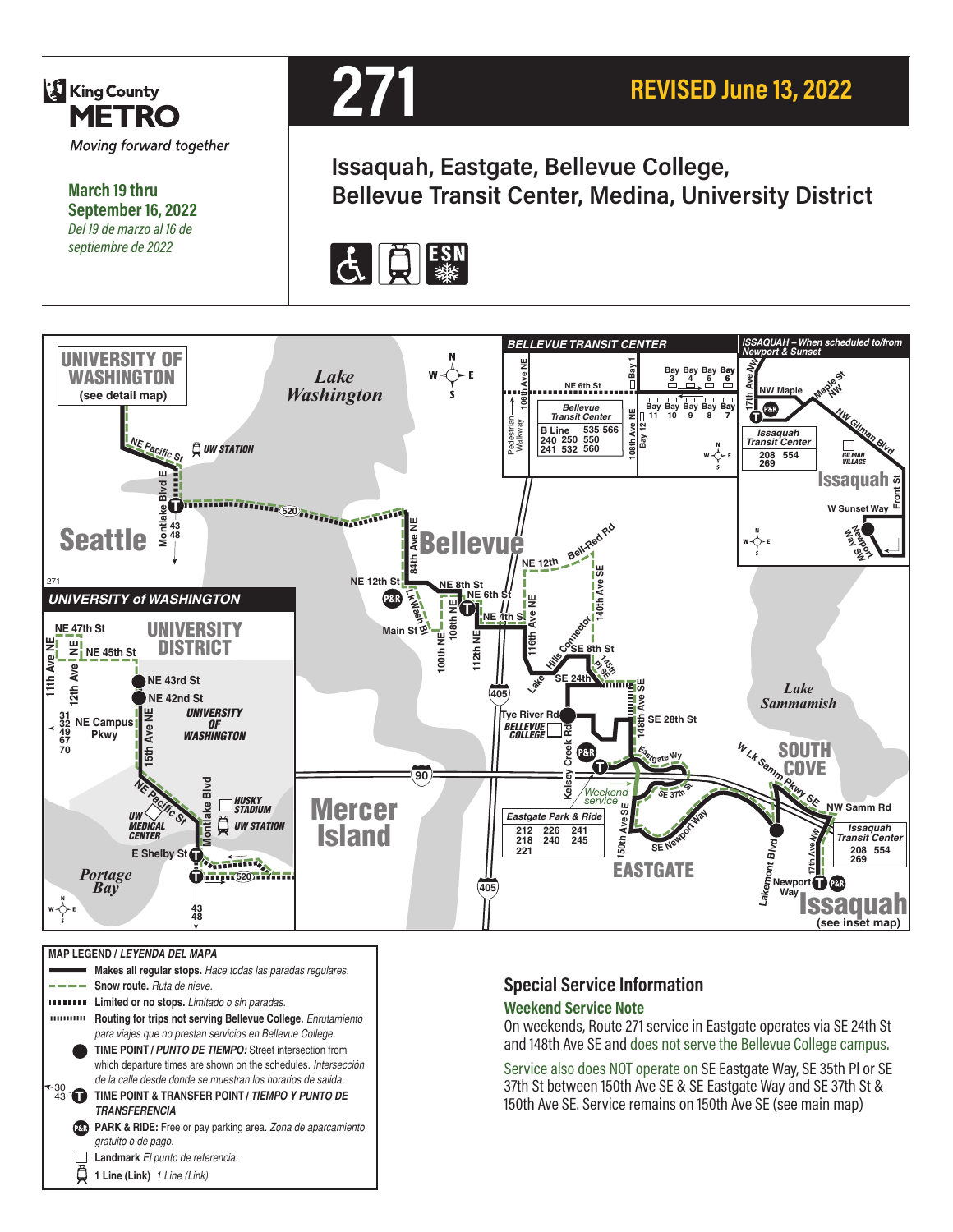King County METRO

Moving forward together

**March 19 thru September 16, 2022**

*Del 19 de marzo al 16 de septiembre de 2022*

# 271

**REVISED June 13, 2022**

## Issaquah, Eastgate, Bellevue College, Bellevue Transit Center, Medina, University District

## MAP LEGEND / *LEYENDA DEL MAPA*

- **Makes all regular stops.** *Hace todas las paradas regulares.*
- **Snow route.** *Ruta de nieve.*
- **Limited or no stops.** *Limitado o sin paradas.*
- **Routing for trips not serving Bellevue College.** *Enrutamiento para viajes que no prestan servicios en Bellevue College.*
- **TIME POINT / *PUNTO DE TIEMPO:*** Street intersection from which departure times are shown on the schedules. *Intersección de la calle desde donde se muestran los horarios de salida.*
- **TIME POINT & TRANSFER POINT / *TIEMPO Y PUNTO DE TRANSFERENCIA***
- **PARK & RIDE:** Free or pay parking area. *Zona de aparcamiento gratuito o de pago.*
- **Landmark** *El punto de referencia.*
- **1 Line (Link)** *1 Line (Link)*

## Special Service Information

### Weekend Service Note

On weekends, Route 271 service in Eastgate operates via SE 24th St and 148th Ave SE and does not serve the Bellevue College campus.

Service also does NOT operate on SE Eastgate Way, SE 35th Pl or SE 37th St between 150th Ave SE & SE Eastgate Way and SE 37th St & 150th Ave SE. Service remains on 150th Ave SE (see main map)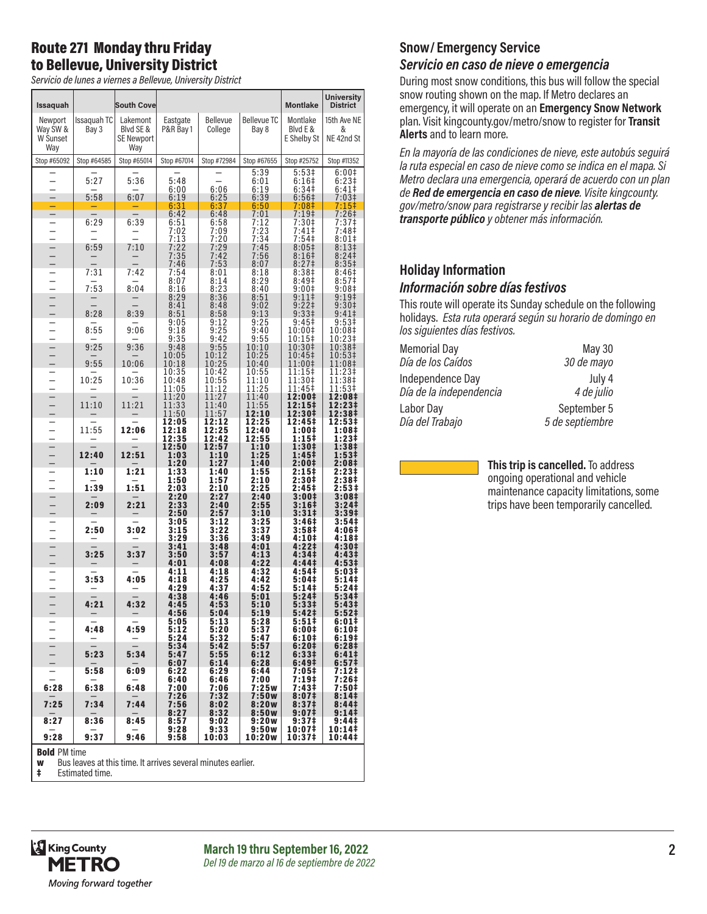## Route 271 Monday thru Friday to Bellevue, University District

*Servicio de lunes a viernes a Bellevue, University District*

| Issaquah | | South Cove | | | | Montlake | University District |
|---|---|---|---|---|---|---|---|
| Newport Way SW & W Sunset Way | Issaquah TC Bay 3 | Lakemont Blvd SE & SE Newport Way | Eastgate P&R Bay 1 | Bellevue College | Bellevue TC Bay 8 | Montlake Blvd E & E Shelby St | 15th Ave NE & NE 42nd St |
| Stop #65092 | Stop #64585 | Stop #65014 | Stop #67014 | Stop #72984 | Stop #67655 | Stop #25752 | Stop #11352 |
| — | — | — | — | — | 5:39 | 5:53‡ | 6:00‡ |
| — | 5:27 | 5:36 | 5:48 | 6:06 | 6:01 | 6:16‡ | 6:23‡ |
| — | — | — | 6:00 | 6:06 | 6:19 | 6:34‡ | 6:41‡ |
| — | 5:58 | 6:07 | 6:19 | 6:25 | 6:39 | 6:56‡ | 7:03‡ |
| — | — | — | 6:31 | 6:37 | 6:50 | 7:08‡ | 7:15‡ |
| — | — | — | 6:42 | 6:48 | 7:01 | 7:19‡ | 7:26‡ |
| — | 6:29 | 6:39 | 6:51 | 6:58 | 7:12 | 7:30‡ | 7:37‡ |
| — | — | — | 7:02 | 7:09 | 7:23 | 7:41‡ | 7:48‡ |
| — | — | — | 7:13 | 7:20 | 7:34 | 7:54‡ | 8:01‡ |
| — | 6:59 | 7:10 | 7:22 | 7:29 | 7:45 | 8:05‡ | 8:13‡ |
| — | — | — | 7:35 | 7:42 | 7:56 | 8:16‡ | 8:24‡ |
| — | — | — | 7:46 | 7:53 | 8:07 | 8:27‡ | 8:35‡ |
| — | 7:31 | 7:42 | 7:54 | 8:01 | 8:18 | 8:38‡ | 8:46‡ |
| — | — | — | 8:07 | 8:14 | 8:29 | 8:49‡ | 8:57‡ |
| — | 7:53 | 8:04 | 8:16 | 8:23 | 8:40 | 9:00‡ | 9:08‡ |
| — | — | — | 8:29 | 8:36 | 8:51 | 9:11‡ | 9:19‡ |
| — | — | — | 8:41 | 8:48 | 9:02 | 9:22‡ | 9:30‡ |
| — | 8:28 | 8:39 | 8:51 | 8:58 | 9:13 | 9:33‡ | 9:41‡ |
| — | — | — | 9:05 | 9:12 | 9:25 | 9:45‡ | 9:53‡ |
| — | 8:55 | 9:06 | 9:18 | 9:25 | 9:40 | 10:00‡ | 10:08‡ |
| — | — | — | 9:35 | 9:42 | 9:55 | 10:15‡ | 10:23‡ |
| — | 9:25 | 9:36 | 9:48 | 9:55 | 10:10 | 10:30‡ | 10:38‡ |
| — | — | — | 10:05 | 10:12 | 10:25 | 10:45‡ | 10:53‡ |
| — | 9:55 | 10:06 | 10:18 | 10:25 | 10:40 | 11:00‡ | 11:08‡ |
| — | — | — | 10:35 | 10:42 | 10:55 | 11:15‡ | 11:23‡ |
| — | 10:25 | 10:36 | 10:48 | 10:55 | 11:10 | 11:30‡ | 11:38‡ |
| — | — | — | 11:05 | 11:12 | 11:25 | 11:45‡ | 11:53‡ |
| — | — | — | 11:20 | 11:27 | 11:40 | **12:00‡** | **12:08‡** |
| — | 11:10 | 11:21 | 11:33 | 11:40 | 11:55 | **12:15‡** | **12:23‡** |
| — | — | — | 11:50 | 11:57 | **12:10** | **12:30‡** | **12:38‡** |
| — | — | — | **12:05** | **12:12** | **12:25** | **12:45‡** | **12:53‡** |
| — | 11:55 | **12:06** | **12:18** | **12:25** | **12:40** | **1:00‡** | **1:08‡** |
| — | — | — | **12:35** | **12:42** | **12:55** | **1:15‡** | **1:23‡** |
| — | — | — | **12:50** | **12:57** | **1:10** | **1:30‡** | **1:38‡** |
| — | **12:40** | **12:51** | **1:03** | **1:10** | **1:25** | **1:45‡** | **1:53‡** |
| — | — | — | **1:20** | **1:27** | **1:40** | **2:00‡** | **2:08‡** |
| — | **1:10** | **1:21** | **1:33** | **1:40** | **1:55** | **2:15‡** | **2:23‡** |
| — | — | — | **1:50** | **1:57** | **2:10** | **2:30‡** | **2:38‡** |
| — | **1:39** | **1:51** | **2:03** | **2:10** | **2:25** | **2:45‡** | **2:53‡** |
| — | — | — | **2:20** | **2:27** | **2:40** | **3:00‡** | **3:08‡** |
| — | **2:09** | **2:21** | **2:33** | **2:40** | **2:55** | **3:16‡** | **3:24‡** |
| — | — | — | **2:50** | **2:57** | **3:10** | **3:31‡** | **3:39‡** |
| — | — | — | **3:05** | **3:12** | **3:25** | **3:46‡** | **3:54‡** |
| — | **2:50** | **3:02** | **3:15** | **3:22** | **3:37** | **3:58‡** | **4:06‡** |
| — | — | — | **3:29** | **3:36** | **3:49** | **4:10‡** | **4:18‡** |
| — | — | — | **3:41** | **3:48** | **4:01** | **4:22‡** | **4:30‡** |
| — | **3:25** | **3:37** | **3:50** | **3:57** | **4:13** | **4:34‡** | **4:43‡** |
| — | — | — | **4:01** | **4:08** | **4:22** | **4:44‡** | **4:53‡** |
| — | — | — | **4:11** | **4:18** | **4:32** | **4:54‡** | **5:03‡** |
| — | **3:53** | **4:05** | **4:18** | **4:25** | **4:42** | **5:04‡** | **5:14‡** |
| — | — | — | **4:29** | **4:37** | **4:52** | **5:14‡** | **5:24‡** |
| — | — | — | **4:38** | **4:46** | **5:01** | **5:24‡** | **5:34‡** |
| — | **4:21** | **4:32** | **4:45** | **4:53** | **5:10** | **5:33‡** | **5:43‡** |
| — | — | — | **4:56** | **5:04** | **5:19** | **5:42‡** | **5:52‡** |
| — | — | — | **5:05** | **5:13** | **5:28** | **5:51‡** | **6:01‡** |
| — | **4:48** | **4:59** | **5:12** | **5:20** | **5:37** | **6:00‡** | **6:10‡** |
| — | — | — | **5:24** | **5:32** | **5:47** | **6:10‡** | **6:19‡** |
| — | — | — | **5:34** | **5:42** | **5:57** | **6:20‡** | **6:28‡** |
| — | **5:23** | **5:34** | **5:47** | **5:55** | **6:12** | **6:33‡** | **6:41‡** |
| — | — | — | **6:07** | **6:14** | **6:28** | **6:49‡** | **6:57‡** |
| — | **5:58** | **6:09** | **6:22** | **6:29** | **6:44** | **7:05‡** | **7:12‡** |
| — | — | — | **6:40** | **6:46** | **7:00** | **7:19‡** | **7:26‡** |
| **6:28** | **6:38** | **6:48** | **7:00** | **7:06** | **7:25w** | **7:43‡** | **7:50‡** |
| — | — | — | **7:26** | **7:32** | **7:50w** | **8:07‡** | **8:14‡** |
| **7:25** | **7:34** | **7:44** | **7:56** | **8:02** | **8:20w** | **8:37‡** | **8:44‡** |
| — | — | — | **8:27** | **8:32** | **8:50w** | **9:07‡** | **9:14‡** |
| **8:27** | **8:36** | **8:45** | **8:57** | **9:02** | **9:20w** | **9:37‡** | **9:44‡** |
| — | — | — | **9:28** | **9:33** | **9:50w** | **10:07‡** | **10:14‡** |
| **9:28** | **9:37** | **9:46** | **9:58** | **10:03** | **10:20w** | **10:37‡** | **10:44‡** |

**Bold** PM time
**w** Bus leaves at this time. It arrives several minutes earlier.
**‡** Estimated time.

## Snow/ Emergency Service

### *Servicio en caso de nieve o emergencia*

During most snow conditions, this bus will follow the special snow routing shown on the map. If Metro declares an emergency, it will operate on an **Emergency Snow Network** plan. Visit kingcounty.gov/metro/snow to register for **Transit Alerts** and to learn more.

*En la mayoría de las condiciones de nieve, este autobús seguirá la ruta especial en caso de nieve como se indica en el mapa. Si Metro declara una emergencia, operará de acuerdo con un plan de* ***Red de emergencia en caso de nieve****. Visite kingcounty.gov/metro/snow para registrarse y recibir las* ***alertas de transporte público*** *y obtener más información.*

## Holiday Information

### *Información sobre días festivos*

This route will operate its Sunday schedule on the following holidays. *Esta ruta operará según su horario de domingo en los siguientes días festivos.*

| | |
|---|---|
| Memorial Day *Día de los Caídos* | May 30 *30 de mayo* |
| Independence Day *Día de la independencia* | July 4 *4 de julio* |
| Labor Day *Día del Trabajo* | September 5 *5 de septiembre* |

**This trip is cancelled.** To address ongoing operational and vehicle maintenance capacity limitations, some trips have been temporarily cancelled.

**March 19 thru September 16, 2022**
*Del 19 de marzo al 16 de septiembre de 2022*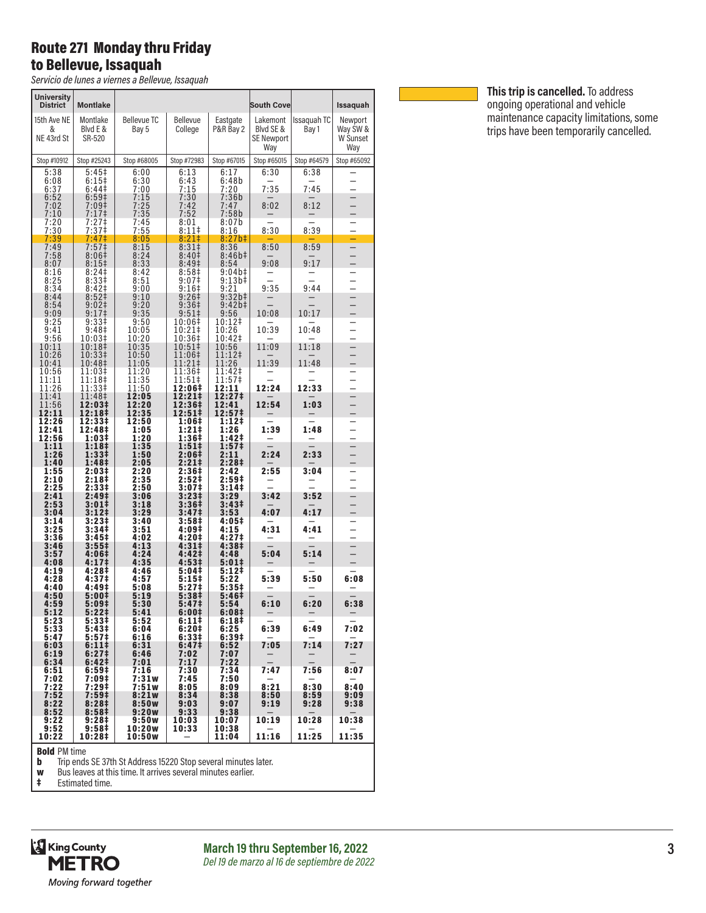## Route 271 Monday thru Friday to Bellevue, Issaquah

*Servicio de lunes a viernes a Bellevue, Issaquah*

| University District | Montlake | | | | South Cove | | Issaquah |
|---|---|---|---|---|---|---|---|
| 15th Ave NE & NE 43rd St | Montlake Blvd E & SR-520 | Bellevue TC Bay 5 | Bellevue College | Eastgate P&R Bay 2 | Lakemont Blvd SE & SE Newport Way | Issaquah TC Bay 1 | Newport Way SW & W Sunset Way |
| Stop #10912 | Stop #25243 | Stop #68005 | Stop #72983 | Stop #67015 | Stop #65015 | Stop #64579 | Stop #65092 |
| 5:38 | 5:45‡ | 6:00 | 6:13 | 6:17 | 6:30 | 6:38 | – |
| 6:08 | 6:15‡ | 6:30 | 6:43 | 6:48b | – | – | – |
| 6:37 | 6:44‡ | 7:00 | 7:15 | 7:20 | 7:35 | 7:45 | – |
| 6:52 | 6:59‡ | 7:15 | 7:30 | 7:36b | – | – | – |
| 7:02 | 7:09‡ | 7:25 | 7:42 | 7:47 | 8:02 | 8:12 | – |
| 7:10 | 7:17‡ | 7:35 | 7:52 | 7:58b | – | – | – |
| 7:20 | 7:27‡ | 7:45 | 8:01 | 8:07b | – | – | – |
| 7:30 | 7:37‡ | 7:55 | 8:11‡ | 8:16 | 8:30 | 8:39 | – |
| 7:39 | 7:47‡ | 8:05 | 8:21‡ | 8:27b‡ | – | – | – |
| 7:49 | 7:57‡ | 8:15 | 8:31‡ | 8:36 | 8:50 | 8:59 | – |
| 7:58 | 8:06‡ | 8:24 | 8:40‡ | 8:46b‡ | – | – | – |
| 8:07 | 8:15‡ | 8:33 | 8:49‡ | 8:54 | 9:08 | 9:17 | – |
| 8:16 | 8:24‡ | 8:42 | 8:58‡ | 9:04b‡ | – | – | – |
| 8:25 | 8:33‡ | 8:51 | 9:07‡ | 9:13b‡ | – | – | – |
| 8:34 | 8:42‡ | 9:00 | 9:16‡ | 9:21 | 9:35 | 9:44 | – |
| 8:44 | 8:52‡ | 9:10 | 9:26‡ | 9:32b‡ | – | – | – |
| 8:54 | 9:02‡ | 9:20 | 9:36‡ | 9:42b‡ | – | – | – |
| 9:09 | 9:17‡ | 9:35 | 9:51‡ | 9:56 | 10:08 | 10:17 | – |
| 9:25 | 9:33‡ | 9:50 | 10:06‡ | 10:12‡ | – | – | – |
| 9:41 | 9:48‡ | 10:05 | 10:21‡ | 10:26 | 10:39 | 10:48 | – |
| 9:56 | 10:03‡ | 10:20 | 10:36‡ | 10:42‡ | – | – | – |
| 10:11 | 10:18‡ | 10:35 | 10:51‡ | 10:56 | 11:09 | 11:18 | – |
| 10:26 | 10:33‡ | 10:50 | 11:06‡ | 11:12‡ | – | – | – |
| 10:41 | 10:48‡ | 11:05 | 11:21‡ | 11:26 | 11:39 | 11:48 | – |
| 10:56 | 11:03‡ | 11:20 | 11:36‡ | 11:42‡ | – | – | – |
| 11:11 | 11:18‡ | 11:35 | 11:51‡ | 11:57‡ | – | – | – |
| 11:26 | 11:33‡ | 11:50 | **12:06‡** | **12:11** | **12:24** | **12:33** | – |
| 11:41 | 11:48‡ | **12:05** | **12:21‡** | **12:27‡** | – | – | – |
| 11:56 | **12:03‡** | **12:20** | **12:36‡** | **12:41** | **12:54** | **1:03** | – |
| **12:11** | **12:18‡** | **12:35** | **12:51‡** | **12:57‡** | – | – | – |
| **12:26** | **12:33‡** | **12:50** | **1:06‡** | **1:12‡** | – | – | – |
| **12:41** | **12:48‡** | **1:05** | **1:21‡** | **1:26** | **1:39** | **1:48** | – |
| **12:56** | **1:03‡** | **1:20** | **1:36‡** | **1:42‡** | – | – | – |
| **1:11** | **1:18‡** | **1:35** | **1:51‡** | **1:57‡** | – | – | – |
| **1:26** | **1:33‡** | **1:50** | **2:06‡** | **2:11** | **2:24** | **2:33** | – |
| **1:40** | **1:48‡** | **2:05** | **2:21‡** | **2:28‡** | – | – | – |
| **1:55** | **2:03‡** | **2:20** | **2:36‡** | **2:42** | **2:55** | **3:04** | – |
| **2:10** | **2:18‡** | **2:35** | **2:52‡** | **2:59‡** | – | – | – |
| **2:25** | **2:33‡** | **2:50** | **3:07‡** | **3:14‡** | – | – | – |
| **2:41** | **2:49‡** | **3:06** | **3:23‡** | **3:29** | **3:42** | **3:52** | – |
| **2:53** | **3:01‡** | **3:18** | **3:36‡** | **3:43‡** | – | – | – |
| **3:04** | **3:12‡** | **3:29** | **3:47‡** | **3:53** | **4:07** | **4:17** | – |
| **3:14** | **3:23‡** | **3:40** | **3:58‡** | **4:05‡** | – | – | – |
| **3:25** | **3:34‡** | **3:51** | **4:09‡** | **4:15** | **4:31** | **4:41** | – |
| **3:36** | **3:45‡** | **4:02** | **4:20‡** | **4:27‡** | – | – | – |
| **3:46** | **3:55‡** | **4:13** | **4:31‡** | **4:38‡** | – | – | – |
| **3:57** | **4:06‡** | **4:24** | **4:42‡** | **4:48** | **5:04** | **5:14** | – |
| **4:08** | **4:17‡** | **4:35** | **4:53‡** | **5:01‡** | – | – | – |
| **4:19** | **4:28‡** | **4:46** | **5:04‡** | **5:12‡** | – | – | – |
| **4:28** | **4:37‡** | **4:57** | **5:15‡** | **5:22** | **5:39** | **5:50** | **6:08** |
| **4:40** | **4:49‡** | **5:08** | **5:27‡** | **5:35‡** | – | – | – |
| **4:50** | **5:00‡** | **5:19** | **5:38‡** | **5:46‡** | – | – | – |
| **4:59** | **5:09‡** | **5:30** | **5:47‡** | **5:54** | **6:10** | **6:20** | **6:38** |
| **5:12** | **5:22‡** | **5:41** | **6:00‡** | **6:08‡** | – | – | – |
| **5:23** | **5:33‡** | **5:52** | **6:11‡** | **6:18‡** | – | – | – |
| **5:33** | **5:43‡** | **6:04** | **6:20‡** | **6:25** | **6:39** | **6:49** | **7:02** |
| **5:47** | **5:57‡** | **6:16** | **6:33‡** | **6:39‡** | – | – | – |
| **6:03** | **6:11‡** | **6:31** | **6:47‡** | **6:52** | **7:05** | **7:14** | **7:27** |
| **6:19** | **6:27‡** | **6:46** | **7:02** | **7:07** | – | – | – |
| **6:34** | **6:42‡** | **7:01** | **7:17** | **7:22** | – | – | – |
| **6:51** | **6:59‡** | **7:16** | **7:30** | **7:34** | **7:47** | **7:56** | **8:07** |
| **7:02** | **7:09‡** | **7:31w** | **7:45** | **7:50** | – | – | – |
| **7:22** | **7:29‡** | **7:51w** | **8:05** | **8:09** | **8:21** | **8:30** | **8:40** |
| **7:52** | **7:59‡** | **8:21w** | **8:34** | **8:38** | **8:50** | **8:59** | **9:09** |
| **8:22** | **8:28‡** | **8:50w** | **9:03** | **9:07** | **9:19** | **9:28** | **9:38** |
| **8:52** | **8:58‡** | **9:20w** | **9:33** | **9:38** | – | – | – |
| **9:22** | **9:28‡** | **9:50w** | **10:03** | **10:07** | **10:19** | **10:28** | **10:38** |
| **9:52** | **9:58‡** | **10:20w** | **10:33** | **10:38** | – | – | – |
| **10:22** | **10:28‡** | **10:50w** | – | **11:04** | **11:16** | **11:25** | **11:35** |

**Bold** PM time
**b** Trip ends SE 37th St Address 15220 Stop several minutes later.
**w** Bus leaves at this time. It arrives several minutes earlier.
**‡** Estimated time.

**This trip is cancelled.** To address ongoing operational and vehicle maintenance capacity limitations, some trips have been temporarily cancelled.

**March 19 thru September 16, 2022**
*Del 19 de marzo al 16 de septiembre de 2022*

King County METRO
*Moving forward together*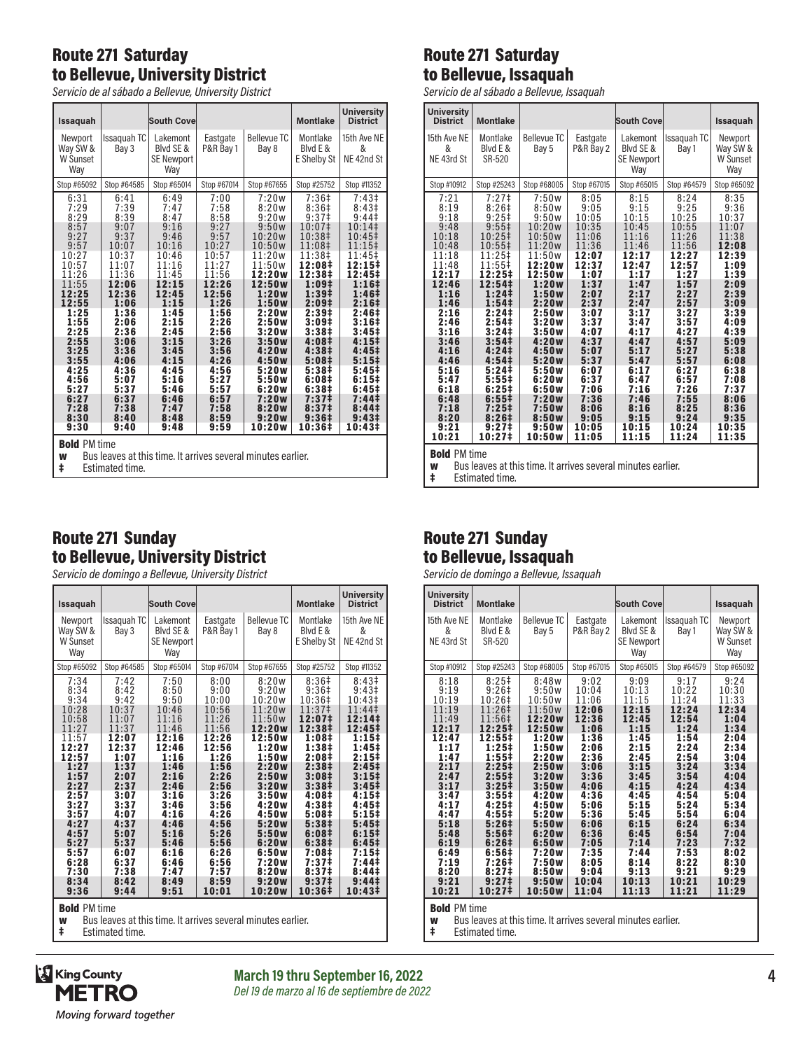## Route 271 Saturday to Bellevue, University District

*Servicio de al sábado a Bellevue, University District*

| Issaquah | | South Cove | | | Montlake | University District |
|---|---|---|---|---|---|---|
| Newport Way SW & W Sunset Way | Issaquah TC Bay 3 | Lakemont Blvd SE & SE Newport Way | Eastgate P&R Bay 1 | Bellevue TC Bay 8 | Montlake Blvd E & E Shelby St | 15th Ave NE & NE 42nd St |
| Stop #65092 | Stop #64585 | Stop #65014 | Stop #67014 | Stop #67655 | Stop #25752 | Stop #11352 |
| 6:31 | 6:41 | 6:49 | 7:00 | 7:20w | 7:36‡ | 7:43‡ |
| 7:29 | 7:39 | 7:47 | 7:58 | 8:20w | 8:36‡ | 8:43‡ |
| 8:29 | 8:39 | 8:47 | 8:58 | 9:20w | 9:37‡ | 9:44‡ |
| 8:57 | 9:07 | 9:16 | 9:27 | 9:50w | 10:07‡ | 10:14‡ |
| 9:27 | 9:37 | 9:46 | 9:57 | 10:20w | 10:38‡ | 10:45‡ |
| 9:57 | 10:07 | 10:16 | 10:27 | 10:50w | 11:08‡ | 11:15‡ |
| 10:27 | 10:37 | 10:46 | 10:57 | 11:20w | 11:38‡ | 11:45‡ |
| 10:57 | 11:07 | 11:16 | 11:27 | 11:50w | **12:08‡** | **12:15‡** |
| 11:26 | 11:36 | 11:45 | 11:56 | **12:20w** | **12:38‡** | **12:45‡** |
| 11:55 | **12:06** | **12:15** | **12:26** | **12:50w** | **1:09‡** | **1:16‡** |
| **12:25** | **12:36** | **12:45** | **12:56** | **1:20w** | **1:39‡** | **1:46‡** |
| **12:55** | **1:06** | **1:15** | **1:26** | **1:50w** | **2:09‡** | **2:16‡** |
| **1:25** | **1:36** | **1:45** | **1:56** | **2:20w** | **2:39‡** | **2:46‡** |
| **1:55** | **2:06** | **2:15** | **2:26** | **2:50w** | **3:09‡** | **3:16‡** |
| **2:25** | **2:36** | **2:45** | **2:56** | **3:20w** | **3:38‡** | **3:45‡** |
| **2:55** | **3:06** | **3:15** | **3:26** | **3:50w** | **4:08‡** | **4:15‡** |
| **3:25** | **3:36** | **3:45** | **3:56** | **4:20w** | **4:38‡** | **4:45‡** |
| **3:55** | **4:06** | **4:15** | **4:26** | **4:50w** | **5:08‡** | **5:15‡** |
| **4:25** | **4:36** | **4:45** | **4:56** | **5:20w** | **5:38‡** | **5:45‡** |
| **4:56** | **5:07** | **5:16** | **5:27** | **5:50w** | **6:08‡** | **6:15‡** |
| **5:27** | **5:37** | **5:46** | **5:57** | **6:20w** | **6:38‡** | **6:45‡** |
| **6:27** | **6:37** | **6:46** | **6:57** | **7:20w** | **7:37‡** | **7:44‡** |
| **7:28** | **7:38** | **7:47** | **7:58** | **8:20w** | **8:37‡** | **8:44‡** |
| **8:30** | **8:40** | **8:48** | **8:59** | **9:20w** | **9:36‡** | **9:43‡** |
| **9:30** | **9:40** | **9:48** | **9:59** | **10:20w** | **10:36‡** | **10:43‡** |

**Bold** PM time
**w** Bus leaves at this time. It arrives several minutes earlier.
**‡** Estimated time.

## Route 271 Saturday to Bellevue, Issaquah

*Servicio de al sábado a Bellevue, Issaquah*

| University District | Montlake | | | South Cove | | Issaquah |
|---|---|---|---|---|---|---|
| 15th Ave NE & NE 43rd St | Montlake Blvd E & SR-520 | Bellevue TC Bay 5 | Eastgate P&R Bay 2 | Lakemont Blvd SE & SE Newport Way | Issaquah TC Bay 1 | Newport Way SW & W Sunset Way |
| Stop #10912 | Stop #25243 | Stop #68005 | Stop #67015 | Stop #65015 | Stop #64579 | Stop #65092 |
| 7:21 | 7:27‡ | 7:50w | 8:05 | 8:15 | 8:24 | 8:35 |
| 8:19 | 8:26‡ | 8:50w | 9:05 | 9:15 | 9:25 | 9:36 |
| 9:18 | 9:25‡ | 9:50w | 10:05 | 10:15 | 10:25 | 10:37 |
| 9:48 | 9:55‡ | 10:20w | 10:35 | 10:45 | 10:55 | 11:07 |
| 10:18 | 10:25‡ | 10:50w | 11:06 | 11:16 | 11:26 | 11:38 |
| 10:48 | 10:55‡ | 11:20w | 11:36 | 11:46 | 11:56 | **12:08** |
| 11:18 | 11:25‡ | 11:50w | **12:07** | **12:17** | **12:27** | **12:39** |
| 11:48 | 11:55‡ | **12:20w** | **12:37** | **12:47** | **12:57** | **1:09** |
| **12:17** | **12:25‡** | **12:50w** | **1:07** | **1:17** | **1:27** | **1:39** |
| **12:46** | **12:54‡** | **1:20w** | **1:37** | **1:47** | **1:57** | **2:09** |
| **1:16** | **1:24‡** | **1:50w** | **2:07** | **2:17** | **2:27** | **2:39** |
| **1:46** | **1:54‡** | **2:20w** | **2:37** | **2:47** | **2:57** | **3:09** |
| **2:16** | **2:24‡** | **2:50w** | **3:07** | **3:17** | **3:27** | **3:39** |
| **2:46** | **2:54‡** | **3:20w** | **3:37** | **3:47** | **3:57** | **4:09** |
| **3:16** | **3:24‡** | **3:50w** | **4:07** | **4:17** | **4:27** | **4:39** |
| **3:46** | **3:54‡** | **4:20w** | **4:37** | **4:47** | **4:57** | **5:09** |
| **4:16** | **4:24‡** | **4:50w** | **5:07** | **5:17** | **5:27** | **5:38** |
| **4:46** | **4:54‡** | **5:20w** | **5:37** | **5:47** | **5:57** | **6:08** |
| **5:16** | **5:24‡** | **5:50w** | **6:07** | **6:17** | **6:27** | **6:38** |
| **5:47** | **5:55‡** | **6:20w** | **6:37** | **6:47** | **6:57** | **7:08** |
| **6:18** | **6:25‡** | **6:50w** | **7:06** | **7:16** | **7:26** | **7:37** |
| **6:48** | **6:55‡** | **7:20w** | **7:36** | **7:46** | **7:55** | **8:06** |
| **7:18** | **7:25‡** | **7:50w** | **8:06** | **8:16** | **8:25** | **8:36** |
| **8:20** | **8:26‡** | **8:50w** | **9:05** | **9:15** | **9:24** | **9:35** |
| **9:21** | **9:27‡** | **9:50w** | **10:05** | **10:15** | **10:24** | **10:35** |
| **10:21** | **10:27‡** | **10:50w** | **11:05** | **11:15** | **11:24** | **11:35** |

**Bold** PM time
**w** Bus leaves at this time. It arrives several minutes earlier.
**‡** Estimated time.

## Route 271 Sunday to Bellevue, University District

*Servicio de domingo a Bellevue, University District*

| Issaquah | | South Cove | | | Montlake | University District |
|---|---|---|---|---|---|---|
| Newport Way SW & W Sunset Way | Issaquah TC Bay 3 | Lakemont Blvd SE & SE Newport Way | Eastgate P&R Bay 1 | Bellevue TC Bay 8 | Montlake Blvd E & E Shelby St | 15th Ave NE & NE 42nd St |
| Stop #65092 | Stop #64585 | Stop #65014 | Stop #67014 | Stop #67655 | Stop #25752 | Stop #11352 |
| 7:34 | 7:42 | 7:50 | 8:00 | 8:20w | 8:36‡ | 8:43‡ |
| 8:34 | 8:42 | 8:50 | 9:00 | 9:20w | 9:36‡ | 9:43‡ |
| 9:34 | 9:42 | 9:50 | 10:00 | 10:20w | 10:36‡ | 10:43‡ |
| 10:28 | 10:37 | 10:46 | 10:56 | 11:20w | 11:37‡ | 11:44‡ |
| 10:58 | 11:07 | 11:16 | 11:26 | 11:50w | **12:07‡** | **12:14‡** |
| 11:27 | 11:37 | 11:46 | 11:56 | **12:20w** | **12:38‡** | **12:45‡** |
| 11:57 | **12:07** | **12:16** | **12:26** | **12:50w** | **1:08‡** | **1:15‡** |
| **12:27** | **12:37** | **12:46** | **12:56** | **1:20w** | **1:38‡** | **1:45‡** |
| **12:57** | **1:07** | **1:16** | **1:26** | **1:50w** | **2:08‡** | **2:15‡** |
| **1:27** | **1:37** | **1:46** | **1:56** | **2:20w** | **2:38‡** | **2:45‡** |
| **1:57** | **2:07** | **2:16** | **2:26** | **2:50w** | **3:08‡** | **3:15‡** |
| **2:27** | **2:37** | **2:46** | **2:56** | **3:20w** | **3:38‡** | **3:45‡** |
| **2:57** | **3:07** | **3:16** | **3:26** | **3:50w** | **4:08‡** | **4:15‡** |
| **3:27** | **3:37** | **3:46** | **3:56** | **4:20w** | **4:38‡** | **4:45‡** |
| **3:57** | **4:07** | **4:16** | **4:26** | **4:50w** | **5:08‡** | **5:15‡** |
| **4:27** | **4:37** | **4:46** | **4:56** | **5:20w** | **5:38‡** | **5:45‡** |
| **4:57** | **5:07** | **5:16** | **5:26** | **5:50w** | **6:08‡** | **6:15‡** |
| **5:27** | **5:37** | **5:46** | **5:56** | **6:20w** | **6:38‡** | **6:45‡** |
| **5:57** | **6:07** | **6:16** | **6:26** | **6:50w** | **7:08‡** | **7:15‡** |
| **6:28** | **6:37** | **6:46** | **6:56** | **7:20w** | **7:37‡** | **7:44‡** |
| **7:30** | **7:38** | **7:47** | **7:57** | **8:20w** | **8:37‡** | **8:44‡** |
| **8:34** | **8:42** | **8:49** | **8:59** | **9:20w** | **9:37‡** | **9:44‡** |
| **9:36** | **9:44** | **9:51** | **10:01** | **10:20w** | **10:36‡** | **10:43‡** |

**Bold** PM time
**w** Bus leaves at this time. It arrives several minutes earlier.
**‡** Estimated time.

## Route 271 Sunday to Bellevue, Issaquah

*Servicio de domingo a Bellevue, Issaquah*

| University District | Montlake | | | South Cove | | Issaquah |
|---|---|---|---|---|---|---|
| 15th Ave NE & NE 43rd St | Montlake Blvd E & SR-520 | Bellevue TC Bay 5 | Eastgate P&R Bay 2 | Lakemont Blvd SE & SE Newport Way | Issaquah TC Bay 1 | Newport Way SW & W Sunset Way |
| Stop #10912 | Stop #25243 | Stop #68005 | Stop #67015 | Stop #65015 | Stop #64579 | Stop #65092 |
| 8:18 | 8:25‡ | 8:48w | 9:02 | 9:09 | 9:17 | 9:24 |
| 9:19 | 9:26‡ | 9:50w | 10:04 | 10:13 | 10:22 | 10:30 |
| 10:19 | 10:26‡ | 10:50w | 11:06 | 11:15 | 11:24 | 11:33 |
| 11:19 | 11:26‡ | 11:50w | **12:06** | **12:15** | **12:24** | **12:34** |
| 11:49 | 11:56‡ | **12:20w** | **12:36** | **12:45** | **12:54** | **1:04** |
| **12:17** | **12:25‡** | **12:50w** | **1:06** | **1:15** | **1:24** | **1:34** |
| **12:47** | **12:55‡** | **1:20w** | **1:36** | **1:45** | **1:54** | **2:04** |
| **1:17** | **1:25‡** | **1:50w** | **2:06** | **2:15** | **2:24** | **2:34** |
| **1:47** | **1:55‡** | **2:20w** | **2:36** | **2:45** | **2:54** | **3:04** |
| **2:17** | **2:25‡** | **2:50w** | **3:06** | **3:15** | **3:24** | **3:34** |
| **2:47** | **2:55‡** | **3:20w** | **3:36** | **3:45** | **3:54** | **4:04** |
| **3:17** | **3:25‡** | **3:50w** | **4:06** | **4:15** | **4:24** | **4:34** |
| **3:47** | **3:55‡** | **4:20w** | **4:36** | **4:45** | **4:54** | **5:04** |
| **4:17** | **4:25‡** | **4:50w** | **5:06** | **5:15** | **5:24** | **5:34** |
| **4:47** | **4:55‡** | **5:20w** | **5:36** | **5:45** | **5:54** | **6:04** |
| **5:18** | **5:26‡** | **5:50w** | **6:06** | **6:15** | **6:24** | **6:34** |
| **5:48** | **5:56‡** | **6:20w** | **6:36** | **6:45** | **6:54** | **7:04** |
| **6:19** | **6:26‡** | **6:50w** | **7:05** | **7:14** | **7:23** | **7:32** |
| **6:49** | **6:56‡** | **7:20w** | **7:35** | **7:44** | **7:53** | **8:02** |
| **7:19** | **7:26‡** | **7:50w** | **8:05** | **8:14** | **8:22** | **8:30** |
| **8:20** | **8:27‡** | **8:50w** | **9:04** | **9:13** | **9:21** | **9:29** |
| **9:21** | **9:27‡** | **9:50w** | **10:04** | **10:13** | **10:21** | **10:29** |
| **10:21** | **10:27‡** | **10:50w** | **11:04** | **11:13** | **11:21** | **11:29** |

**Bold** PM time
**w** Bus leaves at this time. It arrives several minutes earlier.
**‡** Estimated time.

King County METRO
*Moving forward together*

**March 19 thru September 16, 2022**
*Del 19 de marzo al 16 de septiembre de 2022*